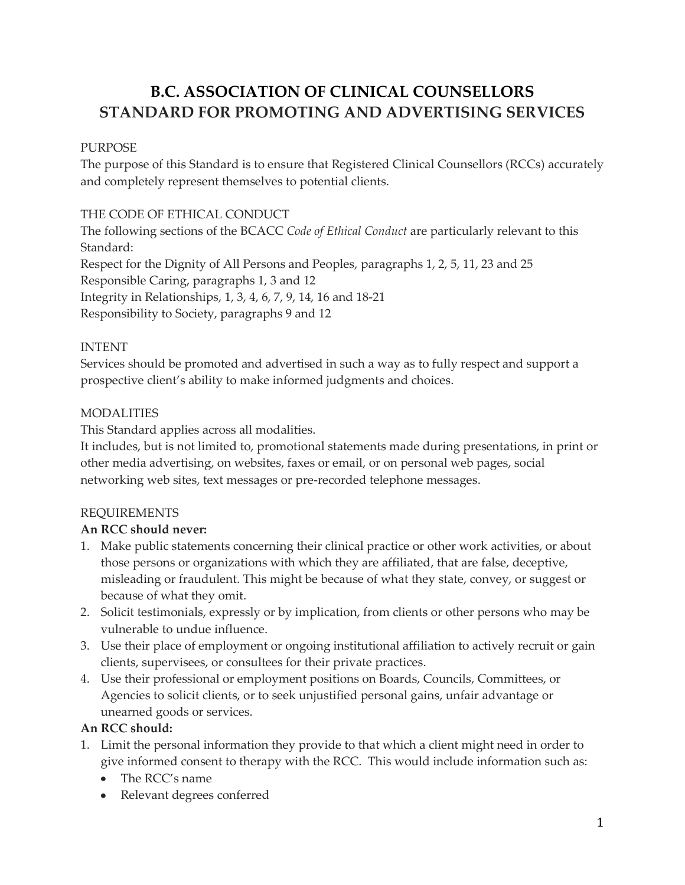# B.C. ASSOCIATION OF CLINICAL COUNSELLORS
# STANDARD FOR PROMOTING AND ADVERTISING SERVICES

PURPOSE

The purpose of this Standard is to ensure that Registered Clinical Counsellors (RCCs) accurately and completely represent themselves to potential clients.

THE CODE OF ETHICAL CONDUCT

The following sections of the BCACC *Code of Ethical Conduct* are particularly relevant to this Standard:

Respect for the Dignity of All Persons and Peoples, paragraphs 1, 2, 5, 11, 23 and 25

Responsible Caring, paragraphs 1, 3 and 12

Integrity in Relationships, 1, 3, 4, 6, 7, 9, 14, 16 and 18-21

Responsibility to Society, paragraphs 9 and 12

INTENT

Services should be promoted and advertised in such a way as to fully respect and support a prospective client's ability to make informed judgments and choices.

MODALITIES

This Standard applies across all modalities.

It includes, but is not limited to, promotional statements made during presentations, in print or other media advertising, on websites, faxes or email, or on personal web pages, social networking web sites, text messages or pre-recorded telephone messages.

REQUIREMENTS

**An RCC should never:**

1. Make public statements concerning their clinical practice or other work activities, or about those persons or organizations with which they are affiliated, that are false, deceptive, misleading or fraudulent. This might be because of what they state, convey, or suggest or because of what they omit.
2. Solicit testimonials, expressly or by implication, from clients or other persons who may be vulnerable to undue influence.
3. Use their place of employment or ongoing institutional affiliation to actively recruit or gain clients, supervisees, or consultees for their private practices.
4. Use their professional or employment positions on Boards, Councils, Committees, or Agencies to solicit clients, or to seek unjustified personal gains, unfair advantage or unearned goods or services.

**An RCC should:**

1. Limit the personal information they provide to that which a client might need in order to give informed consent to therapy with the RCC. This would include information such as:
   - The RCC's name
   - Relevant degrees conferred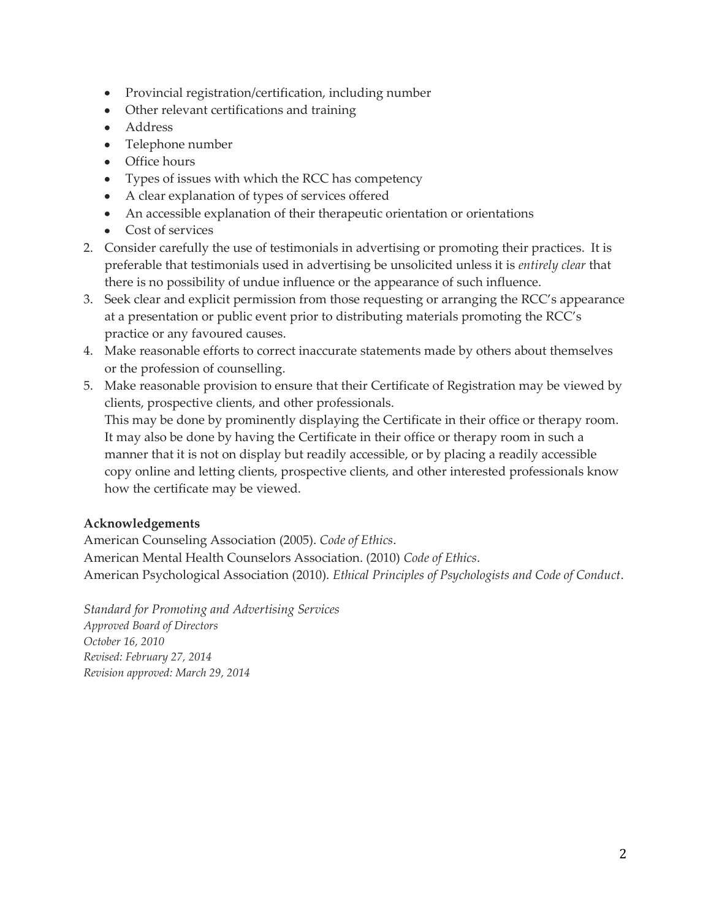- Provincial registration/certification, including number
- Other relevant certifications and training
- Address
- Telephone number
- Office hours
- Types of issues with which the RCC has competency
- A clear explanation of types of services offered
- An accessible explanation of their therapeutic orientation or orientations
- Cost of services

2. Consider carefully the use of testimonials in advertising or promoting their practices. It is preferable that testimonials used in advertising be unsolicited unless it is *entirely clear* that there is no possibility of undue influence or the appearance of such influence.
3. Seek clear and explicit permission from those requesting or arranging the RCC's appearance at a presentation or public event prior to distributing materials promoting the RCC's practice or any favoured causes.
4. Make reasonable efforts to correct inaccurate statements made by others about themselves or the profession of counselling.
5. Make reasonable provision to ensure that their Certificate of Registration may be viewed by clients, prospective clients, and other professionals.
   This may be done by prominently displaying the Certificate in their office or therapy room. It may also be done by having the Certificate in their office or therapy room in such a manner that it is not on display but readily accessible, or by placing a readily accessible copy online and letting clients, prospective clients, and other interested professionals know how the certificate may be viewed.

**Acknowledgements**

American Counseling Association (2005). *Code of Ethics*.
American Mental Health Counselors Association. (2010) *Code of Ethics*.
American Psychological Association (2010). *Ethical Principles of Psychologists and Code of Conduct*.

*Standard for Promoting and Advertising Services*
*Approved Board of Directors*
*October 16, 2010*
*Revised: February 27, 2014*
*Revision approved: March 29, 2014*